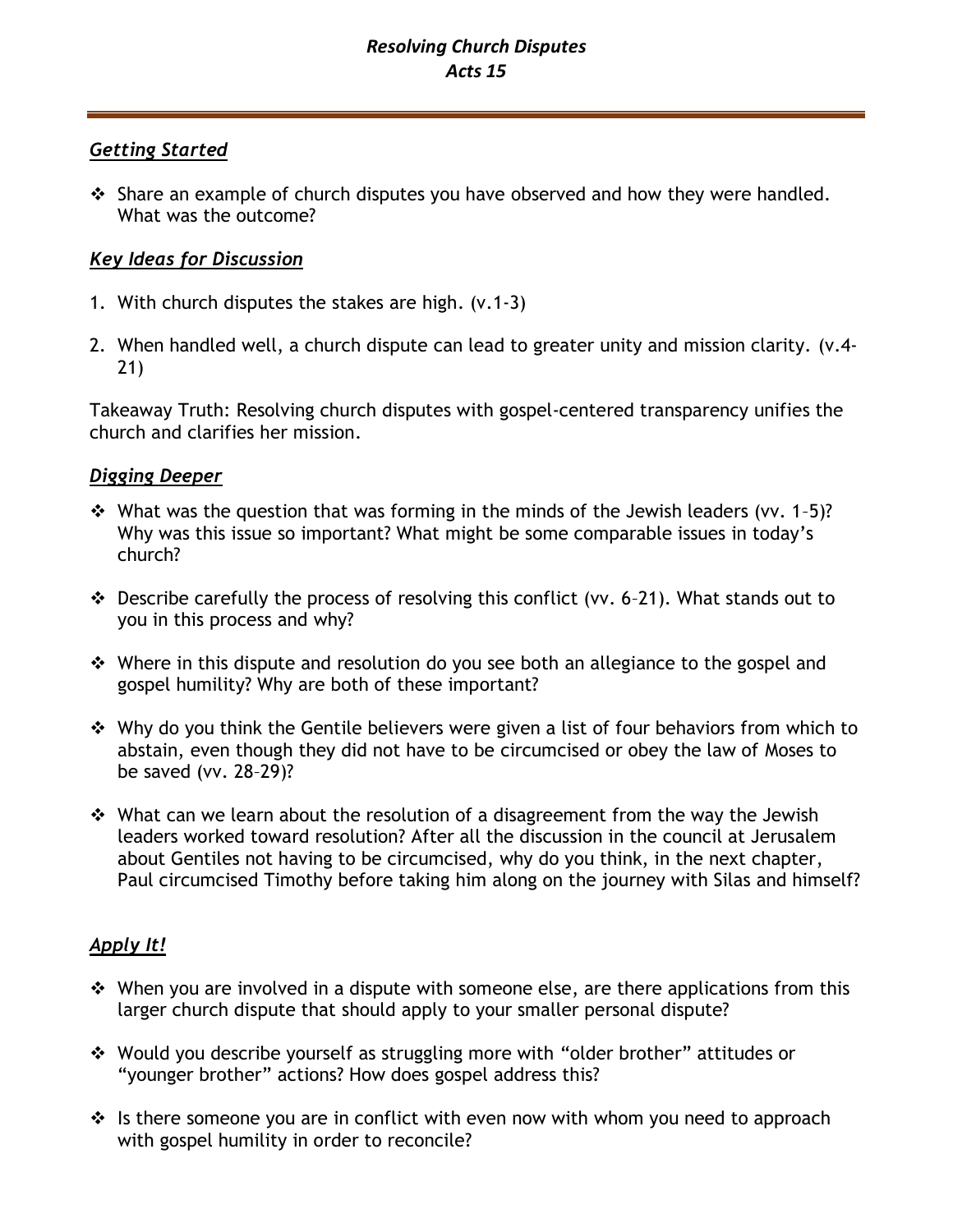# *Resolving Church Disputes*
# *Acts 15*

## *Getting Started*

- Share an example of church disputes you have observed and how they were handled. What was the outcome?

## *Key Ideas for Discussion*

1. With church disputes the stakes are high. (v.1-3)

2. When handled well, a church dispute can lead to greater unity and mission clarity. (v.4-21)

Takeaway Truth: Resolving church disputes with gospel-centered transparency unifies the church and clarifies her mission.

## *Digging Deeper*

- What was the question that was forming in the minds of the Jewish leaders (vv. 1–5)? Why was this issue so important? What might be some comparable issues in today's church?

- Describe carefully the process of resolving this conflict (vv. 6–21). What stands out to you in this process and why?

- Where in this dispute and resolution do you see both an allegiance to the gospel and gospel humility? Why are both of these important?

- Why do you think the Gentile believers were given a list of four behaviors from which to abstain, even though they did not have to be circumcised or obey the law of Moses to be saved (vv. 28–29)?

- What can we learn about the resolution of a disagreement from the way the Jewish leaders worked toward resolution? After all the discussion in the council at Jerusalem about Gentiles not having to be circumcised, why do you think, in the next chapter, Paul circumcised Timothy before taking him along on the journey with Silas and himself?

## *Apply It!*

- When you are involved in a dispute with someone else, are there applications from this larger church dispute that should apply to your smaller personal dispute?

- Would you describe yourself as struggling more with "older brother" attitudes or "younger brother" actions? How does gospel address this?

- Is there someone you are in conflict with even now with whom you need to approach with gospel humility in order to reconcile?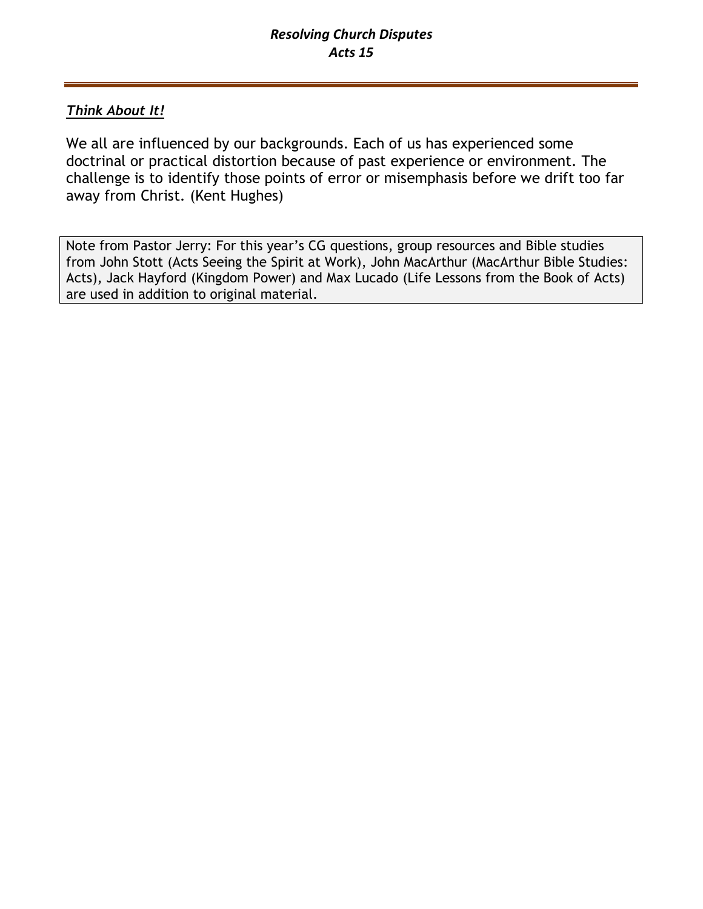*Resolving Church Disputes*
*Acts 15*

---

***Think About It!***

We all are influenced by our backgrounds. Each of us has experienced some doctrinal or practical distortion because of past experience or environment. The challenge is to identify those points of error or misemphasis before we drift too far away from Christ. (Kent Hughes)

Note from Pastor Jerry: For this year's CG questions, group resources and Bible studies from John Stott (Acts Seeing the Spirit at Work), John MacArthur (MacArthur Bible Studies: Acts), Jack Hayford (Kingdom Power) and Max Lucado (Life Lessons from the Book of Acts) are used in addition to original material.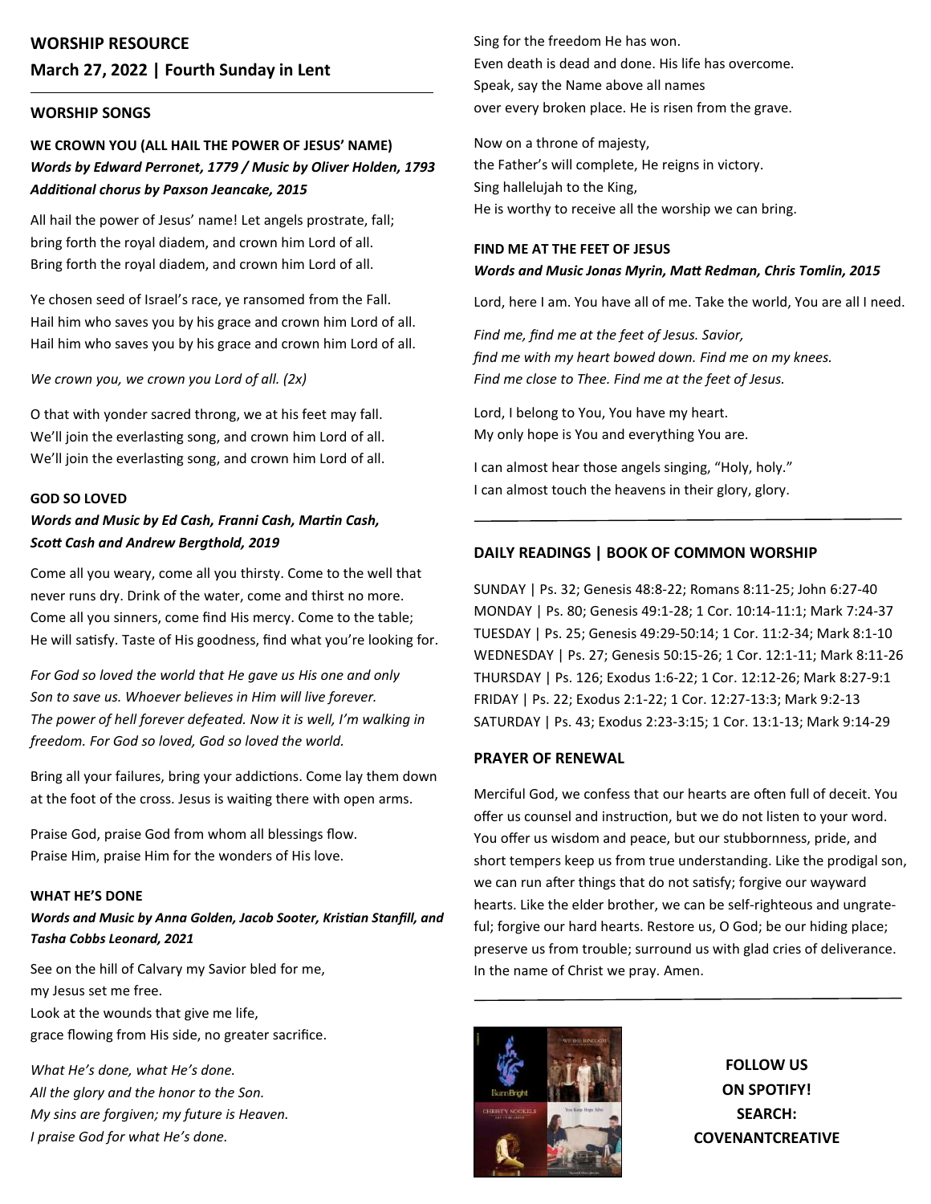## WORSHIP RESOURCE

## March 27, 2022 | Fourth Sunday in Lent

### WORSHIP SONGS

**WE CROWN YOU (ALL HAIL THE POWER OF JESUS' NAME)**
***Words by Edward Perronet, 1779 / Music by Oliver Holden, 1793***
***Additional chorus by Paxson Jeancake, 2015***

All hail the power of Jesus' name! Let angels prostrate, fall;
bring forth the royal diadem, and crown him Lord of all.
Bring forth the royal diadem, and crown him Lord of all.

Ye chosen seed of Israel's race, ye ransomed from the Fall.
Hail him who saves you by his grace and crown him Lord of all.
Hail him who saves you by his grace and crown him Lord of all.

*We crown you, we crown you Lord of all. (2x)*

O that with yonder sacred throng, we at his feet may fall.
We'll join the everlasting song, and crown him Lord of all.
We'll join the everlasting song, and crown him Lord of all.

**GOD SO LOVED**
***Words and Music by Ed Cash, Franni Cash, Martin Cash, Scott Cash and Andrew Bergthold, 2019***

Come all you weary, come all you thirsty. Come to the well that never runs dry. Drink of the water, come and thirst no more. Come all you sinners, come find His mercy. Come to the table; He will satisfy. Taste of His goodness, find what you're looking for.

*For God so loved the world that He gave us His one and only Son to save us. Whoever believes in Him will live forever. The power of hell forever defeated. Now it is well, I'm walking in freedom. For God so loved, God so loved the world.*

Bring all your failures, bring your addictions. Come lay them down at the foot of the cross. Jesus is waiting there with open arms.

Praise God, praise God from whom all blessings flow.
Praise Him, praise Him for the wonders of His love.

**WHAT HE'S DONE**
***Words and Music by Anna Golden, Jacob Sooter, Kristian Stanfill, and Tasha Cobbs Leonard, 2021***

See on the hill of Calvary my Savior bled for me,
my Jesus set me free.
Look at the wounds that give me life,
grace flowing from His side, no greater sacrifice.

*What He's done, what He's done.*
*All the glory and the honor to the Son.*
*My sins are forgiven; my future is Heaven.*
*I praise God for what He's done.*

Sing for the freedom He has won.
Even death is dead and done. His life has overcome.
Speak, say the Name above all names
over every broken place. He is risen from the grave.

Now on a throne of majesty,
the Father's will complete, He reigns in victory.
Sing hallelujah to the King,
He is worthy to receive all the worship we can bring.

**FIND ME AT THE FEET OF JESUS**
***Words and Music Jonas Myrin, Matt Redman, Chris Tomlin, 2015***

Lord, here I am. You have all of me. Take the world, You are all I need.

*Find me, find me at the feet of Jesus. Savior,*
*find me with my heart bowed down. Find me on my knees.*
*Find me close to Thee. Find me at the feet of Jesus.*

Lord, I belong to You, You have my heart.
My only hope is You and everything You are.

I can almost hear those angels singing, "Holy, holy."
I can almost touch the heavens in their glory, glory.

---

### DAILY READINGS | BOOK OF COMMON WORSHIP

SUNDAY | Ps. 32; Genesis 48:8-22; Romans 8:11-25; John 6:27-40
MONDAY | Ps. 80; Genesis 49:1-28; 1 Cor. 10:14-11:1; Mark 7:24-37
TUESDAY | Ps. 25; Genesis 49:29-50:14; 1 Cor. 11:2-34; Mark 8:1-10
WEDNESDAY | Ps. 27; Genesis 50:15-26; 1 Cor. 12:1-11; Mark 8:11-26
THURSDAY | Ps. 126; Exodus 1:6-22; 1 Cor. 12:12-26; Mark 8:27-9:1
FRIDAY | Ps. 22; Exodus 2:1-22; 1 Cor. 12:27-13:3; Mark 9:2-13
SATURDAY | Ps. 43; Exodus 2:23-3:15; 1 Cor. 13:1-13; Mark 9:14-29

### PRAYER OF RENEWAL

Merciful God, we confess that our hearts are often full of deceit. You offer us counsel and instruction, but we do not listen to your word. You offer us wisdom and peace, but our stubbornness, pride, and short tempers keep us from true understanding. Like the prodigal son, we can run after things that do not satisfy; forgive our wayward hearts. Like the elder brother, we can be self-righteous and ungrateful; forgive our hard hearts. Restore us, O God; be our hiding place; preserve us from trouble; surround us with glad cries of deliverance. In the name of Christ we pray. Amen.

---

**FOLLOW US ON SPOTIFY! SEARCH: COVENANTCREATIVE**